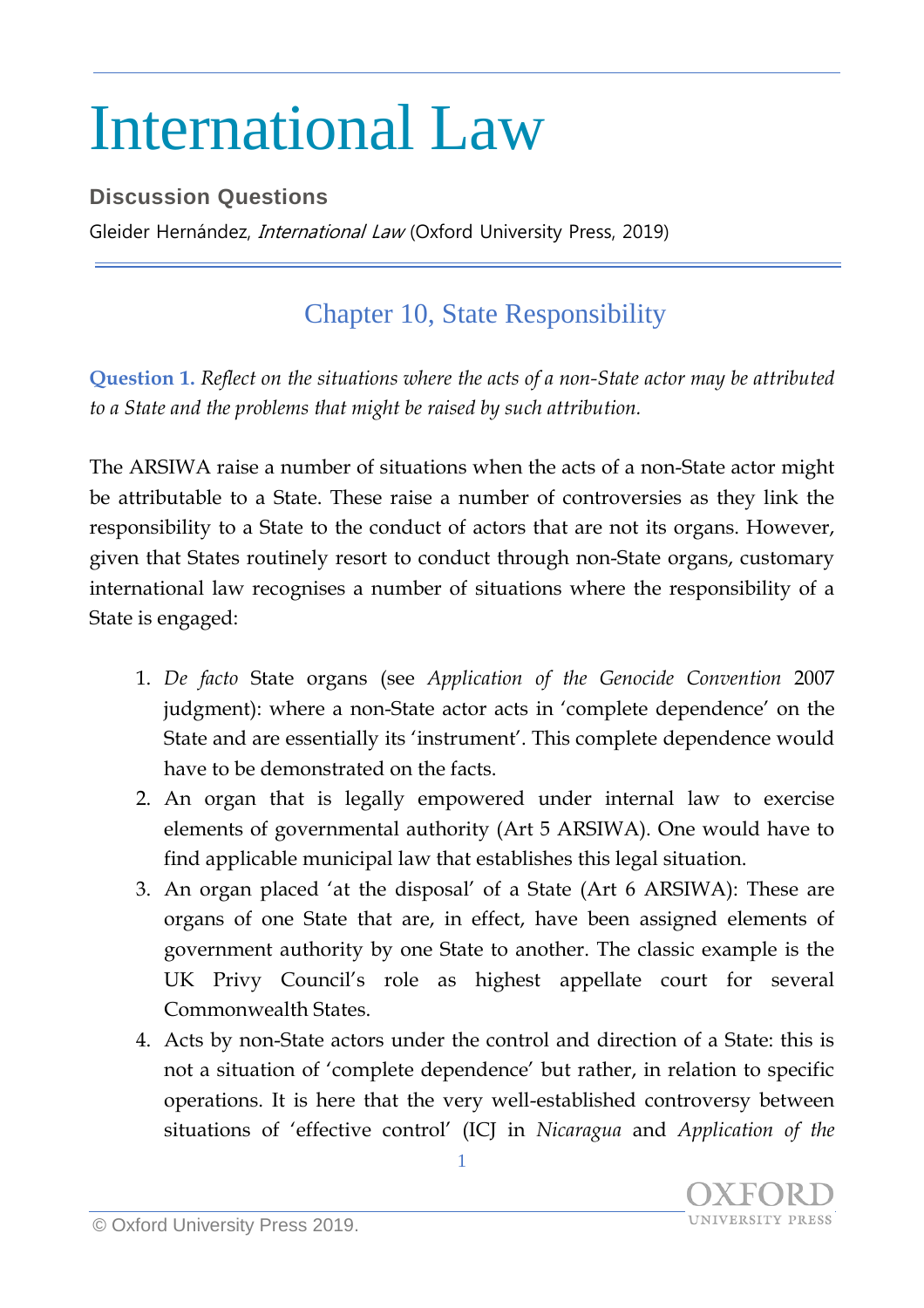# International Law

**Discussion Questions**

Gleider Hernández, *International Law* (Oxford University Press, 2019)

## Chapter 10, State Responsibility

**Question 1.** *Reflect on the situations where the acts of a non-State actor may be attributed to a State and the problems that might be raised by such attribution.*

The ARSIWA raise a number of situations when the acts of a non-State actor might be attributable to a State. These raise a number of controversies as they link the responsibility to a State to the conduct of actors that are not its organs. However, given that States routinely resort to conduct through non-State organs, customary international law recognises a number of situations where the responsibility of a State is engaged:

1. *De facto* State organs (see *Application of the Genocide Convention* 2007 judgment): where a non-State actor acts in 'complete dependence' on the State and are essentially its 'instrument'. This complete dependence would have to be demonstrated on the facts.
2. An organ that is legally empowered under internal law to exercise elements of governmental authority (Art 5 ARSIWA). One would have to find applicable municipal law that establishes this legal situation.
3. An organ placed 'at the disposal' of a State (Art 6 ARSIWA): These are organs of one State that are, in effect, have been assigned elements of government authority by one State to another. The classic example is the UK Privy Council's role as highest appellate court for several Commonwealth States.
4. Acts by non-State actors under the control and direction of a State: this is not a situation of 'complete dependence' but rather, in relation to specific operations. It is here that the very well-established controversy between situations of 'effective control' (ICJ in *Nicaragua* and *Application of the*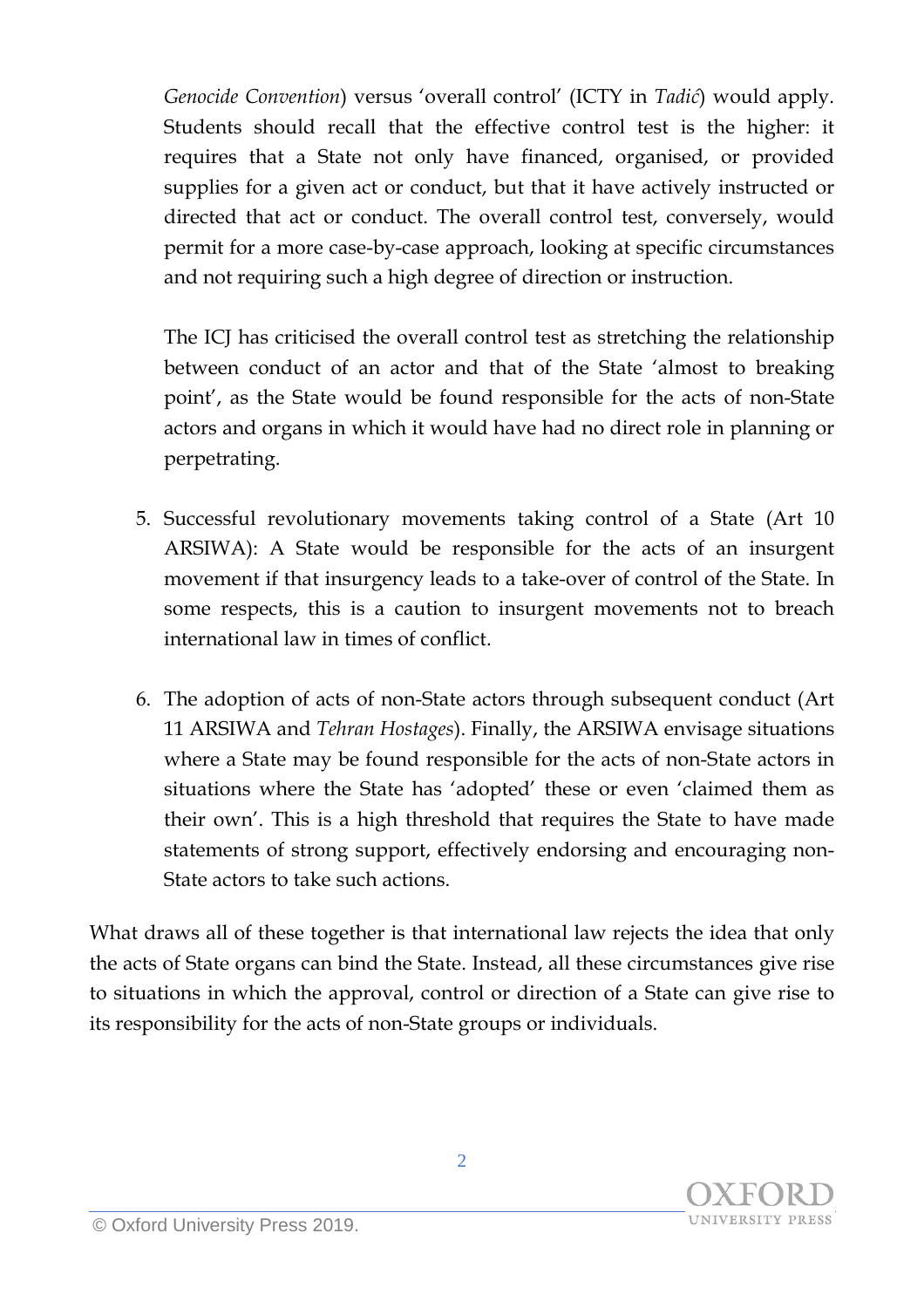*Genocide Convention*) versus 'overall control' (ICTY in *Tadić*) would apply. Students should recall that the effective control test is the higher: it requires that a State not only have financed, organised, or provided supplies for a given act or conduct, but that it have actively instructed or directed that act or conduct. The overall control test, conversely, would permit for a more case-by-case approach, looking at specific circumstances and not requiring such a high degree of direction or instruction.

The ICJ has criticised the overall control test as stretching the relationship between conduct of an actor and that of the State 'almost to breaking point', as the State would be found responsible for the acts of non-State actors and organs in which it would have had no direct role in planning or perpetrating.

5. Successful revolutionary movements taking control of a State (Art 10 ARSIWA): A State would be responsible for the acts of an insurgent movement if that insurgency leads to a take-over of control of the State. In some respects, this is a caution to insurgent movements not to breach international law in times of conflict.

6. The adoption of acts of non-State actors through subsequent conduct (Art 11 ARSIWA and *Tehran Hostages*). Finally, the ARSIWA envisage situations where a State may be found responsible for the acts of non-State actors in situations where the State has 'adopted' these or even 'claimed them as their own'. This is a high threshold that requires the State to have made statements of strong support, effectively endorsing and encouraging non-State actors to take such actions.

What draws all of these together is that international law rejects the idea that only the acts of State organs can bind the State. Instead, all these circumstances give rise to situations in which the approval, control or direction of a State can give rise to its responsibility for the acts of non-State groups or individuals.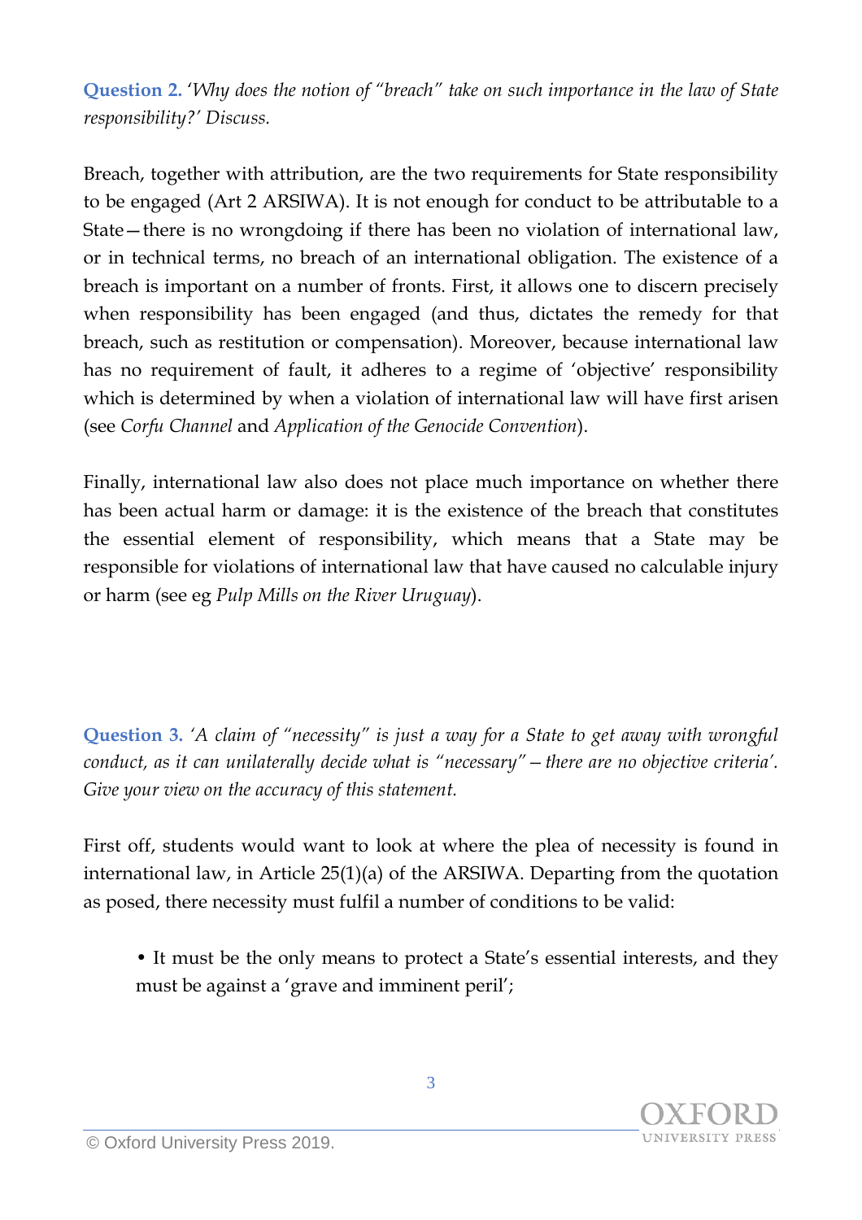**Question 2.** *'Why does the notion of "breach" take on such importance in the law of State responsibility?' Discuss.*

Breach, together with attribution, are the two requirements for State responsibility to be engaged (Art 2 ARSIWA). It is not enough for conduct to be attributable to a State—there is no wrongdoing if there has been no violation of international law, or in technical terms, no breach of an international obligation. The existence of a breach is important on a number of fronts. First, it allows one to discern precisely when responsibility has been engaged (and thus, dictates the remedy for that breach, such as restitution or compensation). Moreover, because international law has no requirement of fault, it adheres to a regime of 'objective' responsibility which is determined by when a violation of international law will have first arisen (see *Corfu Channel* and *Application of the Genocide Convention*).

Finally, international law also does not place much importance on whether there has been actual harm or damage: it is the existence of the breach that constitutes the essential element of responsibility, which means that a State may be responsible for violations of international law that have caused no calculable injury or harm (see eg *Pulp Mills on the River Uruguay*).

**Question 3.** *'A claim of "necessity" is just a way for a State to get away with wrongful conduct, as it can unilaterally decide what is "necessary"—there are no objective criteria'. Give your view on the accuracy of this statement.*

First off, students would want to look at where the plea of necessity is found in international law, in Article 25(1)(a) of the ARSIWA. Departing from the quotation as posed, there necessity must fulfil a number of conditions to be valid:

- It must be the only means to protect a State's essential interests, and they must be against a 'grave and imminent peril';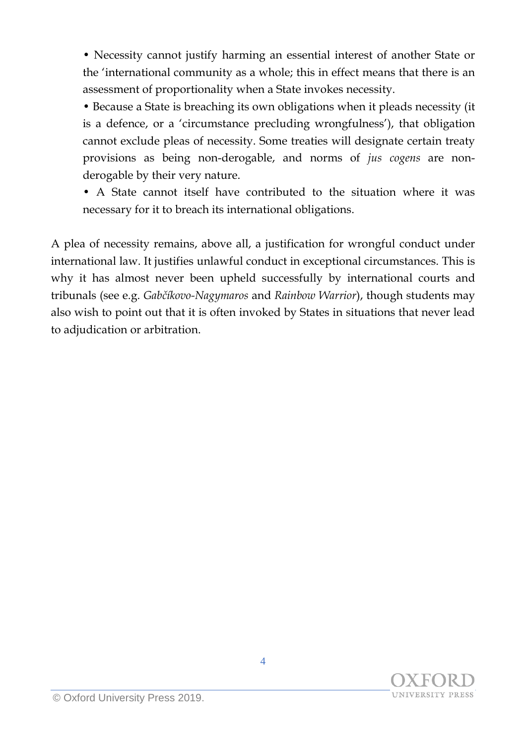- Necessity cannot justify harming an essential interest of another State or the 'international community as a whole; this in effect means that there is an assessment of proportionality when a State invokes necessity.
- Because a State is breaching its own obligations when it pleads necessity (it is a defence, or a 'circumstance precluding wrongfulness'), that obligation cannot exclude pleas of necessity. Some treaties will designate certain treaty provisions as being non-derogable, and norms of *jus cogens* are non-derogable by their very nature.
- A State cannot itself have contributed to the situation where it was necessary for it to breach its international obligations.

A plea of necessity remains, above all, a justification for wrongful conduct under international law. It justifies unlawful conduct in exceptional circumstances. This is why it has almost never been upheld successfully by international courts and tribunals (see e.g. *Gabčíkovo-Nagymaros* and *Rainbow Warrior*), though students may also wish to point out that it is often invoked by States in situations that never lead to adjudication or arbitration.